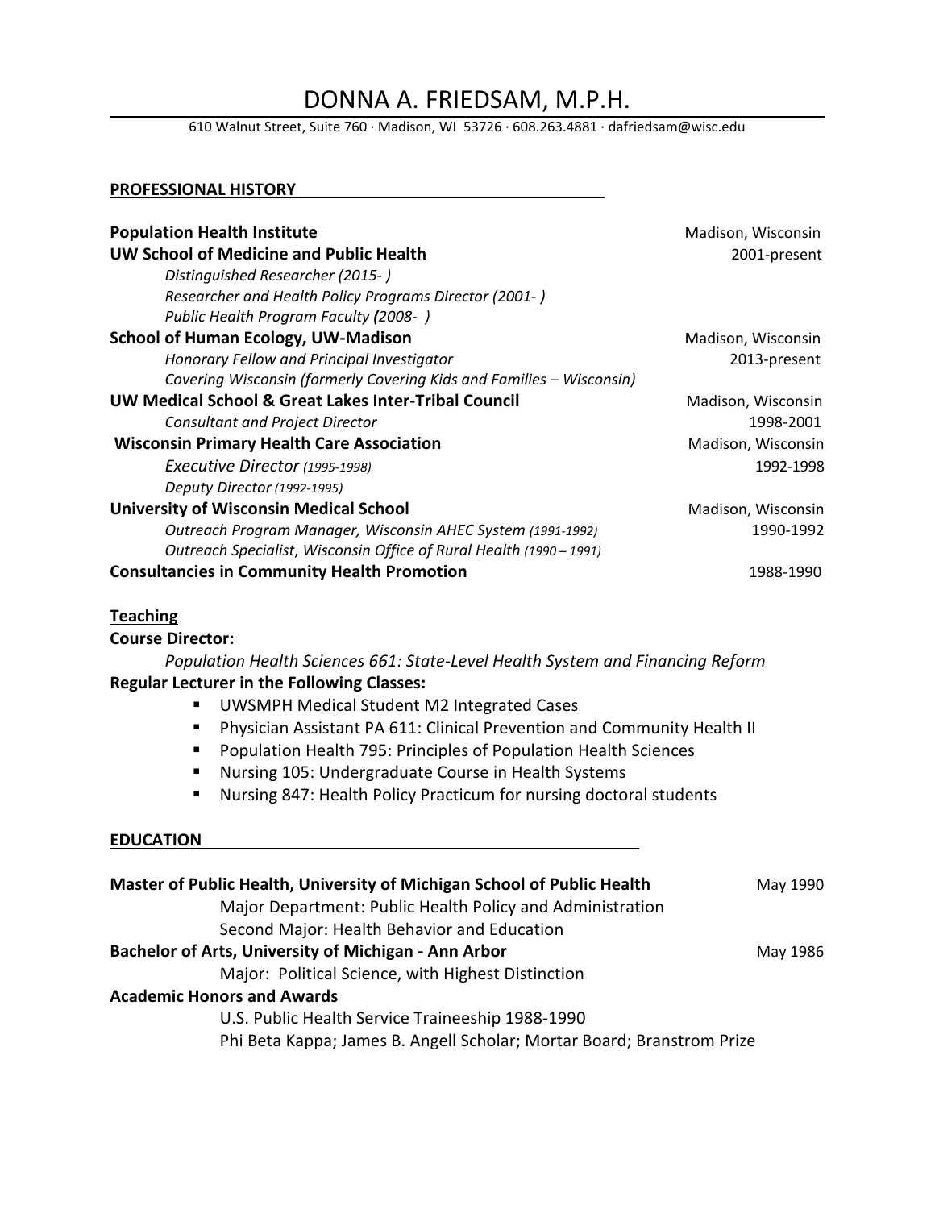# DONNA A. FRIEDSAM, M.P.H.

610 Walnut Street, Suite 760 · Madison, WI 53726 · 608.263.4881 · dafriedsam@wisc.edu

## PROFESSIONAL HISTORY

**Population Health Institute** — Madison, Wisconsin
**UW School of Medicine and Public Health** — 2001-present

*Distinguished Researcher (2015- )*
*Researcher and Health Policy Programs Director (2001- )*
*Public Health Program Faculty (2008- )*

**School of Human Ecology, UW-Madison** — Madison, Wisconsin
2013-present

*Honorary Fellow and Principal Investigator*
*Covering Wisconsin (formerly Covering Kids and Families – Wisconsin)*

**UW Medical School & Great Lakes Inter-Tribal Council** — Madison, Wisconsin
1998-2001

*Consultant and Project Director*

**Wisconsin Primary Health Care Association** — Madison, Wisconsin
1992-1998

*Executive Director (1995-1998)*
*Deputy Director (1992-1995)*

**University of Wisconsin Medical School** — Madison, Wisconsin
1990-1992

*Outreach Program Manager, Wisconsin AHEC System (1991-1992)*
*Outreach Specialist, Wisconsin Office of Rural Health (1990 – 1991)*

**Consultancies in Community Health Promotion** — 1988-1990

### Teaching

**Course Director:**

*Population Health Sciences 661: State-Level Health System and Financing Reform*

**Regular Lecturer in the Following Classes:**

- UWSMPH Medical Student M2 Integrated Cases
- Physician Assistant PA 611: Clinical Prevention and Community Health II
- Population Health 795: Principles of Population Health Sciences
- Nursing 105: Undergraduate Course in Health Systems
- Nursing 847: Health Policy Practicum for nursing doctoral students

## EDUCATION

**Master of Public Health, University of Michigan School of Public Health** — May 1990

Major Department: Public Health Policy and Administration
Second Major: Health Behavior and Education

**Bachelor of Arts, University of Michigan - Ann Arbor** — May 1986

Major: Political Science, with Highest Distinction

**Academic Honors and Awards**

U.S. Public Health Service Traineeship 1988-1990
Phi Beta Kappa; James B. Angell Scholar; Mortar Board; Branstrom Prize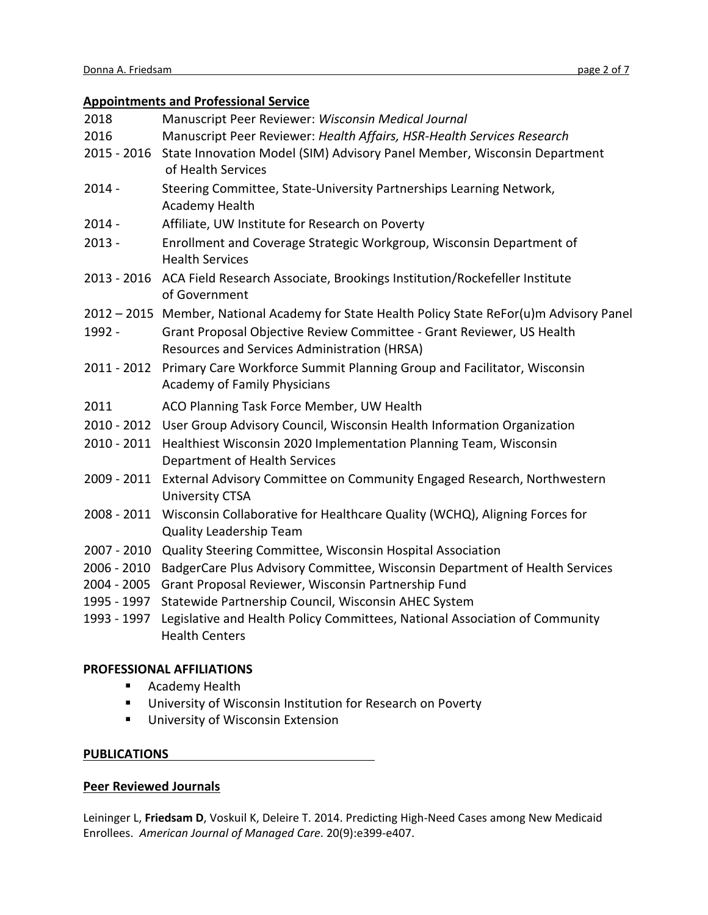## Appointments and Professional Service

| | |
|---|---|
| 2018 | Manuscript Peer Reviewer: *Wisconsin Medical Journal* |
| 2016 | Manuscript Peer Reviewer: *Health Affairs, HSR-Health Services Research* |
| 2015 - 2016 | State Innovation Model (SIM) Advisory Panel Member, Wisconsin Department of Health Services |
| 2014 - | Steering Committee, State-University Partnerships Learning Network, Academy Health |
| 2014 - | Affiliate, UW Institute for Research on Poverty |
| 2013 - | Enrollment and Coverage Strategic Workgroup, Wisconsin Department of Health Services |
| 2013 - 2016 | ACA Field Research Associate, Brookings Institution/Rockefeller Institute of Government |
| 2012 – 2015 | Member, National Academy for State Health Policy State ReFor(u)m Advisory Panel |
| 1992 - | Grant Proposal Objective Review Committee - Grant Reviewer, US Health Resources and Services Administration (HRSA) |
| 2011 - 2012 | Primary Care Workforce Summit Planning Group and Facilitator, Wisconsin Academy of Family Physicians |
| 2011 | ACO Planning Task Force Member, UW Health |
| 2010 - 2012 | User Group Advisory Council, Wisconsin Health Information Organization |
| 2010 - 2011 | Healthiest Wisconsin 2020 Implementation Planning Team, Wisconsin Department of Health Services |
| 2009 - 2011 | External Advisory Committee on Community Engaged Research, Northwestern University CTSA |
| 2008 - 2011 | Wisconsin Collaborative for Healthcare Quality (WCHQ), Aligning Forces for Quality Leadership Team |
| 2007 - 2010 | Quality Steering Committee, Wisconsin Hospital Association |
| 2006 - 2010 | BadgerCare Plus Advisory Committee, Wisconsin Department of Health Services |
| 2004 - 2005 | Grant Proposal Reviewer, Wisconsin Partnership Fund |
| 1995 - 1997 | Statewide Partnership Council, Wisconsin AHEC System |
| 1993 - 1997 | Legislative and Health Policy Committees, National Association of Community Health Centers |

## PROFESSIONAL AFFILIATIONS

- Academy Health
- University of Wisconsin Institution for Research on Poverty
- University of Wisconsin Extension

## PUBLICATIONS

### Peer Reviewed Journals

Leininger L, **Friedsam D**, Voskuil K, Deleire T. 2014. Predicting High-Need Cases among New Medicaid Enrollees. *American Journal of Managed Care*. 20(9):e399-e407.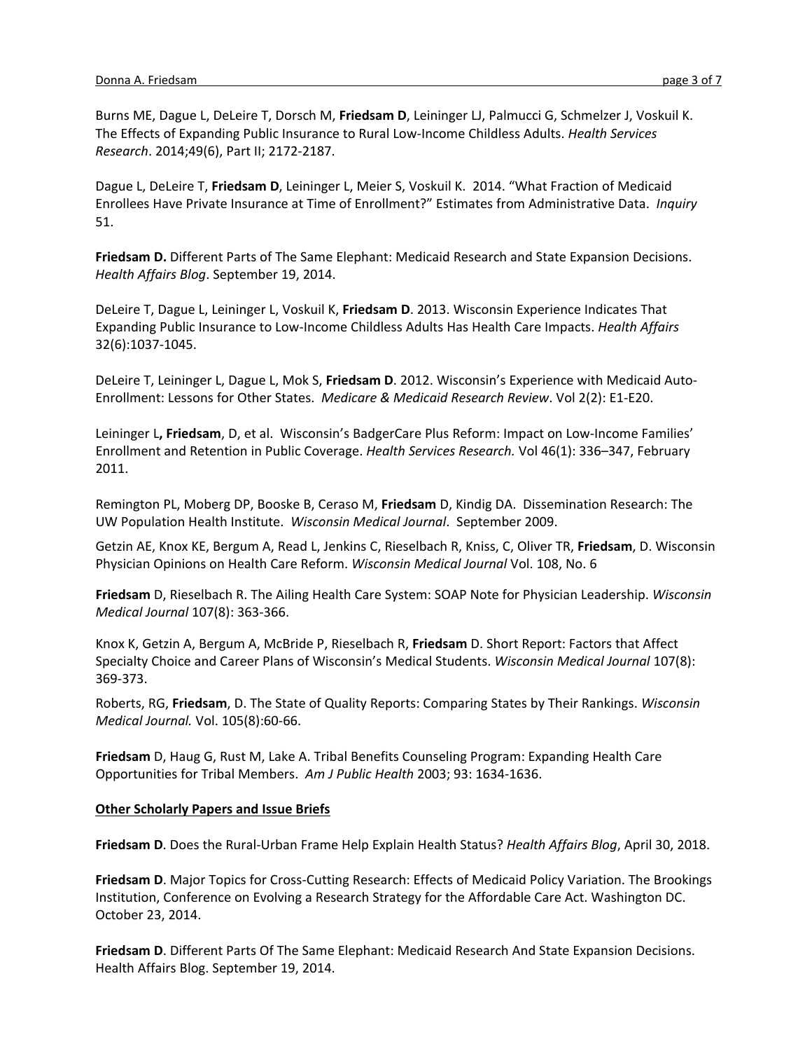Burns ME, Dague L, DeLeire T, Dorsch M, **Friedsam D**, Leininger LJ, Palmucci G, Schmelzer J, Voskuil K. The Effects of Expanding Public Insurance to Rural Low-Income Childless Adults. *Health Services Research*. 2014;49(6), Part II; 2172-2187.

Dague L, DeLeire T, **Friedsam D**, Leininger L, Meier S, Voskuil K. 2014. "What Fraction of Medicaid Enrollees Have Private Insurance at Time of Enrollment?" Estimates from Administrative Data. *Inquiry* 51.

**Friedsam D.** Different Parts of The Same Elephant: Medicaid Research and State Expansion Decisions. *Health Affairs Blog*. September 19, 2014.

DeLeire T, Dague L, Leininger L, Voskuil K, **Friedsam D**. 2013. Wisconsin Experience Indicates That Expanding Public Insurance to Low-Income Childless Adults Has Health Care Impacts. *Health Affairs* 32(6):1037-1045.

DeLeire T, Leininger L, Dague L, Mok S, **Friedsam D**. 2012. Wisconsin's Experience with Medicaid Auto-Enrollment: Lessons for Other States. *Medicare & Medicaid Research Review*. Vol 2(2): E1-E20.

Leininger L**, Friedsam**, D, et al. Wisconsin's BadgerCare Plus Reform: Impact on Low-Income Families' Enrollment and Retention in Public Coverage. *Health Services Research.* Vol 46(1): 336–347, February 2011.

Remington PL, Moberg DP, Booske B, Ceraso M, **Friedsam** D, Kindig DA. Dissemination Research: The UW Population Health Institute. *Wisconsin Medical Journal*. September 2009.

Getzin AE, Knox KE, Bergum A, Read L, Jenkins C, Rieselbach R, Kniss, C, Oliver TR, **Friedsam**, D. Wisconsin Physician Opinions on Health Care Reform. *Wisconsin Medical Journal* Vol. 108, No. 6

**Friedsam** D, Rieselbach R. The Ailing Health Care System: SOAP Note for Physician Leadership. *Wisconsin Medical Journal* 107(8): 363-366.

Knox K, Getzin A, Bergum A, McBride P, Rieselbach R, **Friedsam** D. Short Report: Factors that Affect Specialty Choice and Career Plans of Wisconsin's Medical Students. *Wisconsin Medical Journal* 107(8): 369-373.

Roberts, RG, **Friedsam**, D. The State of Quality Reports: Comparing States by Their Rankings. *Wisconsin Medical Journal.* Vol. 105(8):60-66.

**Friedsam** D, Haug G, Rust M, Lake A. Tribal Benefits Counseling Program: Expanding Health Care Opportunities for Tribal Members. *Am J Public Health* 2003; 93: 1634-1636.

## Other Scholarly Papers and Issue Briefs

**Friedsam D**. Does the Rural-Urban Frame Help Explain Health Status? *Health Affairs Blog*, April 30, 2018.

**Friedsam D**. Major Topics for Cross-Cutting Research: Effects of Medicaid Policy Variation. The Brookings Institution, Conference on Evolving a Research Strategy for the Affordable Care Act. Washington DC. October 23, 2014.

**Friedsam D**. Different Parts Of The Same Elephant: Medicaid Research And State Expansion Decisions. Health Affairs Blog. September 19, 2014.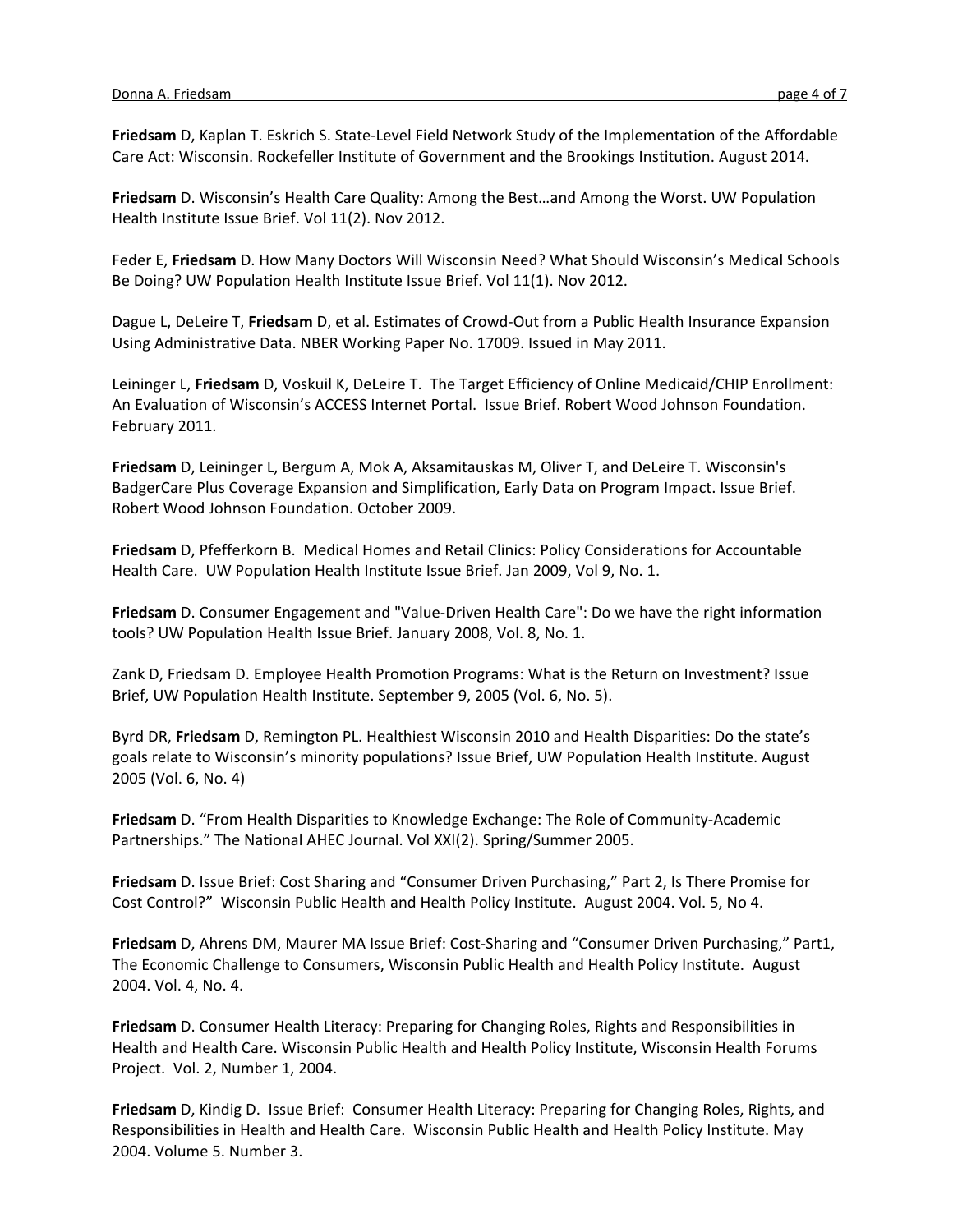**Friedsam** D, Kaplan T. Eskrich S. State-Level Field Network Study of the Implementation of the Affordable Care Act: Wisconsin. Rockefeller Institute of Government and the Brookings Institution. August 2014.

**Friedsam** D. Wisconsin's Health Care Quality: Among the Best…and Among the Worst. UW Population Health Institute Issue Brief. Vol 11(2). Nov 2012.

Feder E, **Friedsam** D. How Many Doctors Will Wisconsin Need? What Should Wisconsin's Medical Schools Be Doing? UW Population Health Institute Issue Brief. Vol 11(1). Nov 2012.

Dague L, DeLeire T, **Friedsam** D, et al. Estimates of Crowd-Out from a Public Health Insurance Expansion Using Administrative Data. NBER Working Paper No. 17009. Issued in May 2011.

Leininger L, **Friedsam** D, Voskuil K, DeLeire T. The Target Efficiency of Online Medicaid/CHIP Enrollment: An Evaluation of Wisconsin's ACCESS Internet Portal. Issue Brief. Robert Wood Johnson Foundation. February 2011.

**Friedsam** D, Leininger L, Bergum A, Mok A, Aksamitauskas M, Oliver T, and DeLeire T. Wisconsin's BadgerCare Plus Coverage Expansion and Simplification, Early Data on Program Impact. Issue Brief. Robert Wood Johnson Foundation. October 2009.

**Friedsam** D, Pfefferkorn B. Medical Homes and Retail Clinics: Policy Considerations for Accountable Health Care. UW Population Health Institute Issue Brief. Jan 2009, Vol 9, No. 1.

**Friedsam** D. Consumer Engagement and "Value-Driven Health Care": Do we have the right information tools? UW Population Health Issue Brief. January 2008, Vol. 8, No. 1.

Zank D, Friedsam D. Employee Health Promotion Programs: What is the Return on Investment? Issue Brief, UW Population Health Institute. September 9, 2005 (Vol. 6, No. 5).

Byrd DR, **Friedsam** D, Remington PL. Healthiest Wisconsin 2010 and Health Disparities: Do the state's goals relate to Wisconsin's minority populations? Issue Brief, UW Population Health Institute. August 2005 (Vol. 6, No. 4)

**Friedsam** D. "From Health Disparities to Knowledge Exchange: The Role of Community-Academic Partnerships." The National AHEC Journal. Vol XXI(2). Spring/Summer 2005.

**Friedsam** D. Issue Brief: Cost Sharing and "Consumer Driven Purchasing," Part 2, Is There Promise for Cost Control?" Wisconsin Public Health and Health Policy Institute. August 2004. Vol. 5, No 4.

**Friedsam** D, Ahrens DM, Maurer MA Issue Brief: Cost-Sharing and "Consumer Driven Purchasing," Part1, The Economic Challenge to Consumers, Wisconsin Public Health and Health Policy Institute. August 2004. Vol. 4, No. 4.

**Friedsam** D. Consumer Health Literacy: Preparing for Changing Roles, Rights and Responsibilities in Health and Health Care. Wisconsin Public Health and Health Policy Institute, Wisconsin Health Forums Project. Vol. 2, Number 1, 2004.

**Friedsam** D, Kindig D. Issue Brief: Consumer Health Literacy: Preparing for Changing Roles, Rights, and Responsibilities in Health and Health Care. Wisconsin Public Health and Health Policy Institute. May 2004. Volume 5. Number 3.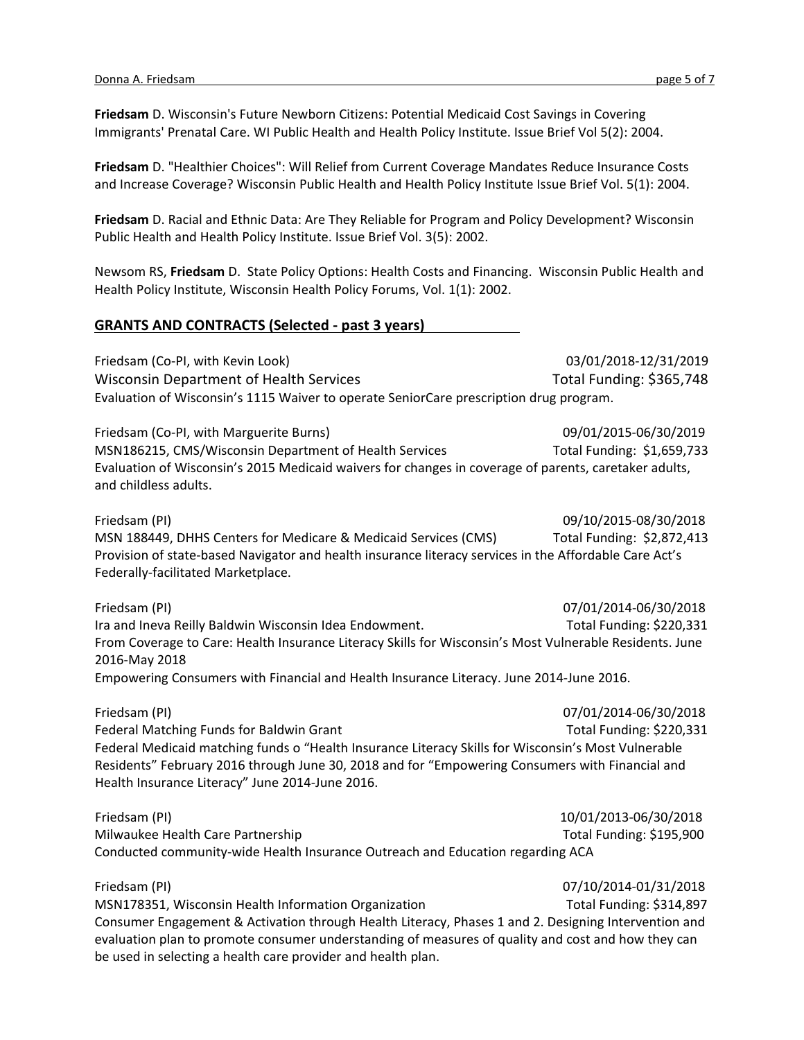**Friedsam** D. Wisconsin's Future Newborn Citizens: Potential Medicaid Cost Savings in Covering Immigrants' Prenatal Care. WI Public Health and Health Policy Institute. Issue Brief Vol 5(2): 2004.

**Friedsam** D. "Healthier Choices": Will Relief from Current Coverage Mandates Reduce Insurance Costs and Increase Coverage? Wisconsin Public Health and Health Policy Institute Issue Brief Vol. 5(1): 2004.

**Friedsam** D. Racial and Ethnic Data: Are They Reliable for Program and Policy Development? Wisconsin Public Health and Health Policy Institute. Issue Brief Vol. 3(5): 2002.

Newsom RS, **Friedsam** D. State Policy Options: Health Costs and Financing. Wisconsin Public Health and Health Policy Institute, Wisconsin Health Policy Forums, Vol. 1(1): 2002.

## GRANTS AND CONTRACTS (Selected - past 3 years)

Friedsam (Co-PI, with Kevin Look) 03/01/2018-12/31/2019
Wisconsin Department of Health Services Total Funding: $365,748
Evaluation of Wisconsin's 1115 Waiver to operate SeniorCare prescription drug program.

Friedsam (Co-PI, with Marguerite Burns) 09/01/2015-06/30/2019
MSN186215, CMS/Wisconsin Department of Health Services Total Funding: $1,659,733
Evaluation of Wisconsin's 2015 Medicaid waivers for changes in coverage of parents, caretaker adults, and childless adults.

Friedsam (PI) 09/10/2015-08/30/2018
MSN 188449, DHHS Centers for Medicare & Medicaid Services (CMS) Total Funding: $2,872,413
Provision of state-based Navigator and health insurance literacy services in the Affordable Care Act's Federally-facilitated Marketplace.

Friedsam (PI) 07/01/2014-06/30/2018
Ira and Ineva Reilly Baldwin Wisconsin Idea Endowment. Total Funding: $220,331
From Coverage to Care: Health Insurance Literacy Skills for Wisconsin's Most Vulnerable Residents. June 2016-May 2018
Empowering Consumers with Financial and Health Insurance Literacy. June 2014-June 2016.

Friedsam (PI) 07/01/2014-06/30/2018
Federal Matching Funds for Baldwin Grant Total Funding: $220,331
Federal Medicaid matching funds o "Health Insurance Literacy Skills for Wisconsin's Most Vulnerable Residents" February 2016 through June 30, 2018 and for "Empowering Consumers with Financial and Health Insurance Literacy" June 2014-June 2016.

Friedsam (PI) 10/01/2013-06/30/2018
Milwaukee Health Care Partnership Total Funding: $195,900
Conducted community-wide Health Insurance Outreach and Education regarding ACA

Friedsam (PI) 07/10/2014-01/31/2018
MSN178351, Wisconsin Health Information Organization Total Funding: $314,897
Consumer Engagement & Activation through Health Literacy, Phases 1 and 2. Designing Intervention and evaluation plan to promote consumer understanding of measures of quality and cost and how they can be used in selecting a health care provider and health plan.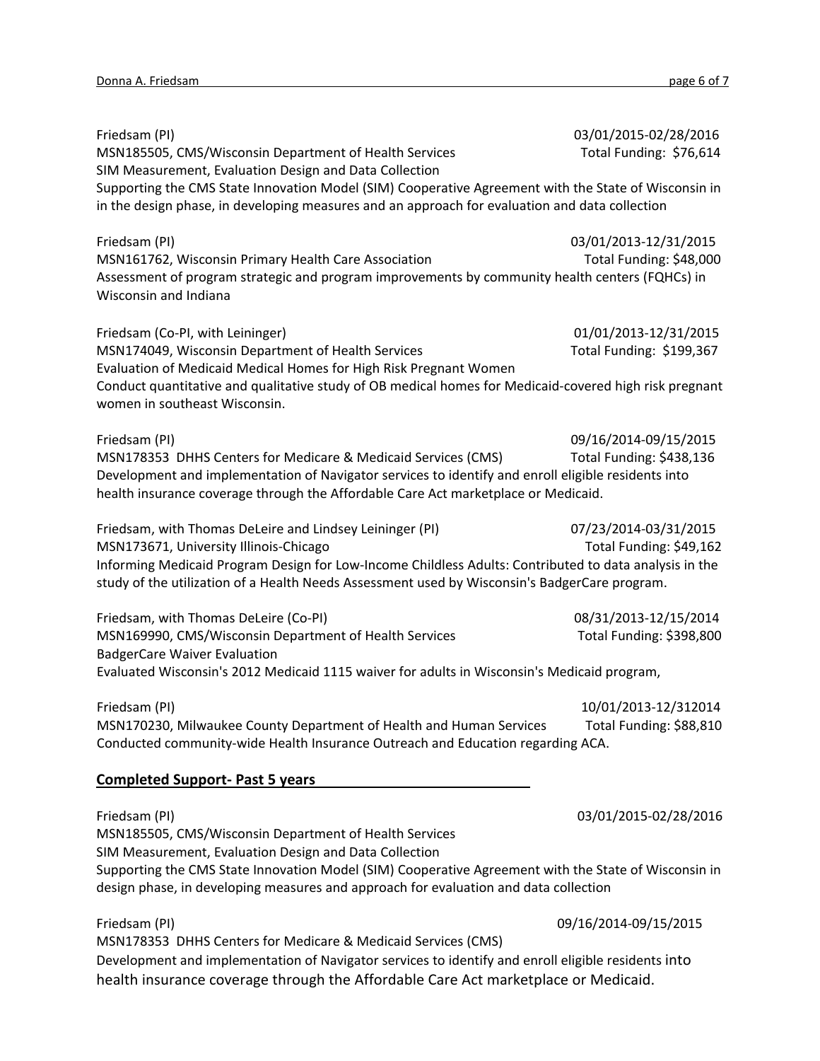Friedsam (PI) 03/01/2015-02/28/2016
MSN185505, CMS/Wisconsin Department of Health Services Total Funding: $76,614
SIM Measurement, Evaluation Design and Data Collection
Supporting the CMS State Innovation Model (SIM) Cooperative Agreement with the State of Wisconsin in in the design phase, in developing measures and an approach for evaluation and data collection

Friedsam (PI) 03/01/2013-12/31/2015
MSN161762, Wisconsin Primary Health Care Association Total Funding: $48,000
Assessment of program strategic and program improvements by community health centers (FQHCs) in Wisconsin and Indiana

Friedsam (Co-PI, with Leininger) 01/01/2013-12/31/2015
MSN174049, Wisconsin Department of Health Services Total Funding: $199,367
Evaluation of Medicaid Medical Homes for High Risk Pregnant Women
Conduct quantitative and qualitative study of OB medical homes for Medicaid-covered high risk pregnant women in southeast Wisconsin.

Friedsam (PI) 09/16/2014-09/15/2015
MSN178353 DHHS Centers for Medicare & Medicaid Services (CMS) Total Funding: $438,136
Development and implementation of Navigator services to identify and enroll eligible residents into health insurance coverage through the Affordable Care Act marketplace or Medicaid.

Friedsam, with Thomas DeLeire and Lindsey Leininger (PI) 07/23/2014-03/31/2015
MSN173671, University Illinois-Chicago Total Funding: $49,162
Informing Medicaid Program Design for Low-Income Childless Adults: Contributed to data analysis in the study of the utilization of a Health Needs Assessment used by Wisconsin's BadgerCare program.

Friedsam, with Thomas DeLeire (Co-PI) 08/31/2013-12/15/2014
MSN169990, CMS/Wisconsin Department of Health Services Total Funding: $398,800
BadgerCare Waiver Evaluation
Evaluated Wisconsin's 2012 Medicaid 1115 waiver for adults in Wisconsin's Medicaid program,

Friedsam (PI) 10/01/2013-12/312014
MSN170230, Milwaukee County Department of Health and Human Services Total Funding: $88,810
Conducted community-wide Health Insurance Outreach and Education regarding ACA.

## Completed Support- Past 5 years

Friedsam (PI) 03/01/2015-02/28/2016
MSN185505, CMS/Wisconsin Department of Health Services
SIM Measurement, Evaluation Design and Data Collection
Supporting the CMS State Innovation Model (SIM) Cooperative Agreement with the State of Wisconsin in design phase, in developing measures and approach for evaluation and data collection

Friedsam (PI) 09/16/2014-09/15/2015
MSN178353 DHHS Centers for Medicare & Medicaid Services (CMS)
Development and implementation of Navigator services to identify and enroll eligible residents into health insurance coverage through the Affordable Care Act marketplace or Medicaid.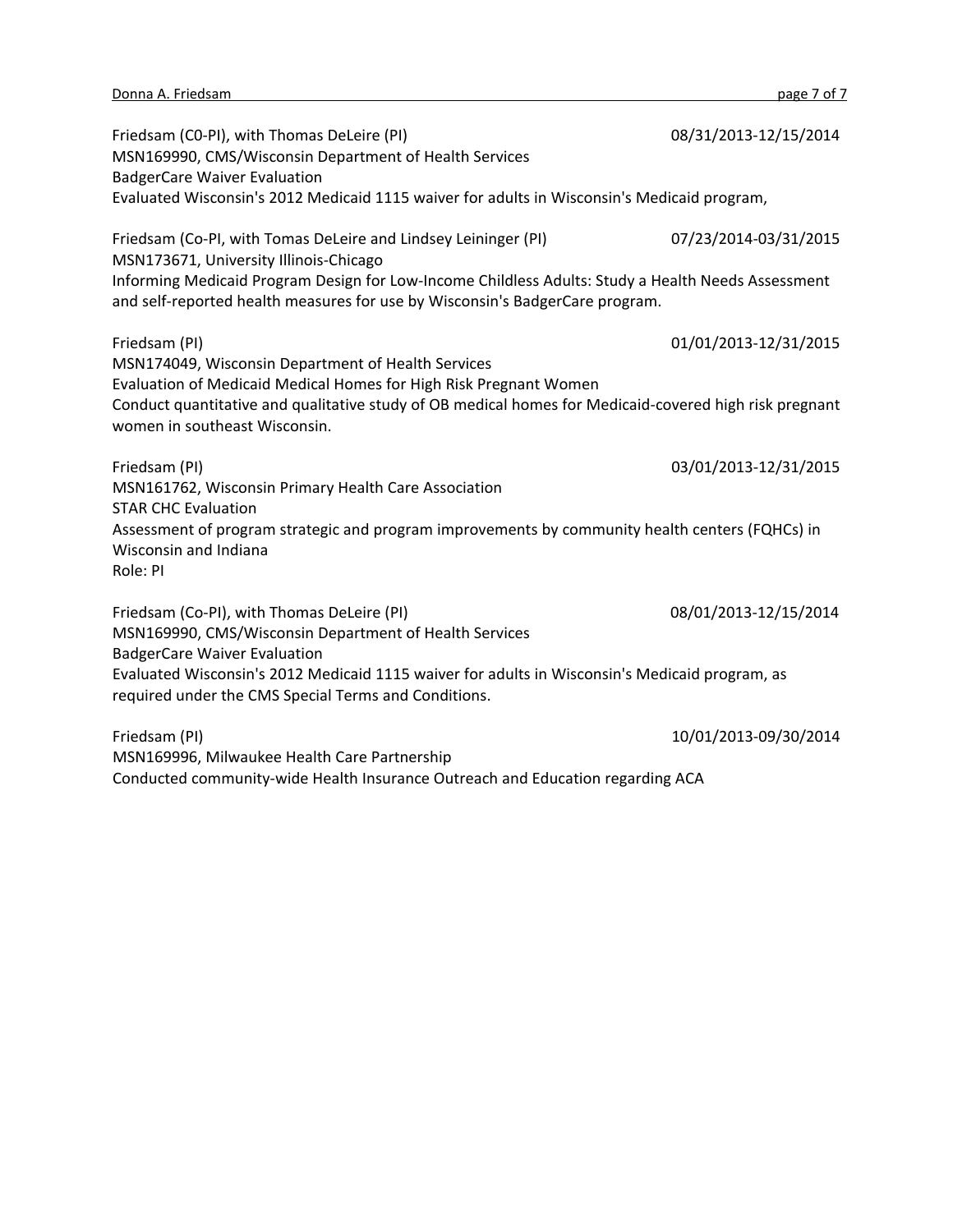Friedsam (C0-PI), with Thomas DeLeire (PI) 08/31/2013-12/15/2014
MSN169990, CMS/Wisconsin Department of Health Services
BadgerCare Waiver Evaluation
Evaluated Wisconsin's 2012 Medicaid 1115 waiver for adults in Wisconsin's Medicaid program,

Friedsam (Co-PI, with Tomas DeLeire and Lindsey Leininger (PI) 07/23/2014-03/31/2015
MSN173671, University Illinois-Chicago
Informing Medicaid Program Design for Low-Income Childless Adults: Study a Health Needs Assessment and self-reported health measures for use by Wisconsin's BadgerCare program.

Friedsam (PI) 01/01/2013-12/31/2015
MSN174049, Wisconsin Department of Health Services
Evaluation of Medicaid Medical Homes for High Risk Pregnant Women
Conduct quantitative and qualitative study of OB medical homes for Medicaid-covered high risk pregnant women in southeast Wisconsin.

Friedsam (PI) 03/01/2013-12/31/2015
MSN161762, Wisconsin Primary Health Care Association
STAR CHC Evaluation
Assessment of program strategic and program improvements by community health centers (FQHCs) in Wisconsin and Indiana
Role: PI

Friedsam (Co-PI), with Thomas DeLeire (PI) 08/01/2013-12/15/2014
MSN169990, CMS/Wisconsin Department of Health Services
BadgerCare Waiver Evaluation
Evaluated Wisconsin's 2012 Medicaid 1115 waiver for adults in Wisconsin's Medicaid program, as required under the CMS Special Terms and Conditions.

Friedsam (PI) 10/01/2013-09/30/2014
MSN169996, Milwaukee Health Care Partnership
Conducted community-wide Health Insurance Outreach and Education regarding ACA